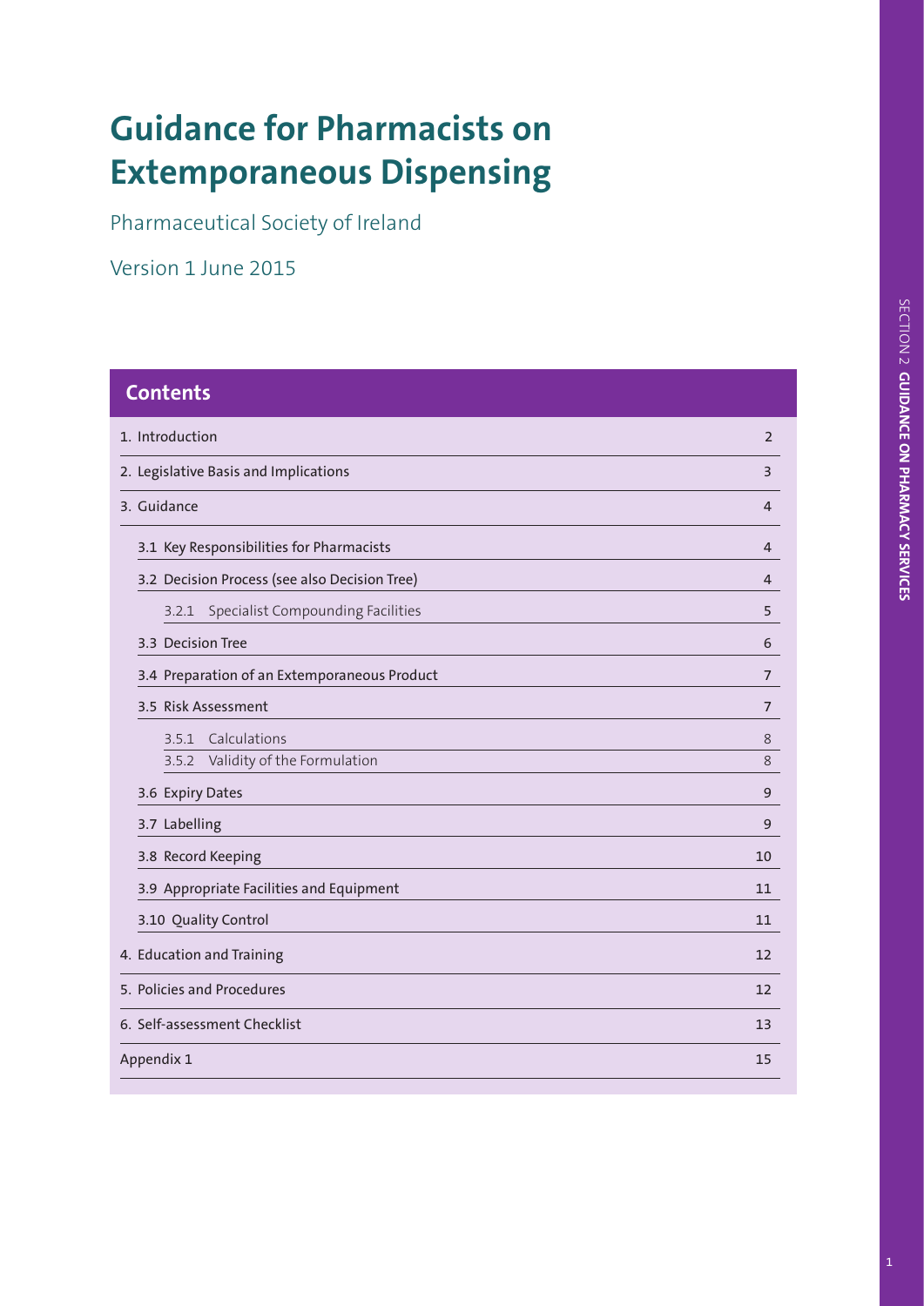# Guidance for Pharmacists on Extemporaneous Dispensing

Pharmaceutical Society of Ireland

Version 1 June 2015

## Contents

| | |
|---|---|
| 1. Introduction | 2 |
| 2. Legislative Basis and Implications | 3 |
| 3. Guidance | 4 |
| 3.1 Key Responsibilities for Pharmacists | 4 |
| 3.2 Decision Process (see also Decision Tree) | 4 |
| 3.2.1 Specialist Compounding Facilities | 5 |
| 3.3 Decision Tree | 6 |
| 3.4 Preparation of an Extemporaneous Product | 7 |
| 3.5 Risk Assessment | 7 |
| 3.5.1 Calculations | 8 |
| 3.5.2 Validity of the Formulation | 8 |
| 3.6 Expiry Dates | 9 |
| 3.7 Labelling | 9 |
| 3.8 Record Keeping | 10 |
| 3.9 Appropriate Facilities and Equipment | 11 |
| 3.10 Quality Control | 11 |
| 4. Education and Training | 12 |
| 5. Policies and Procedures | 12 |
| 6. Self-assessment Checklist | 13 |
| Appendix 1 | 15 |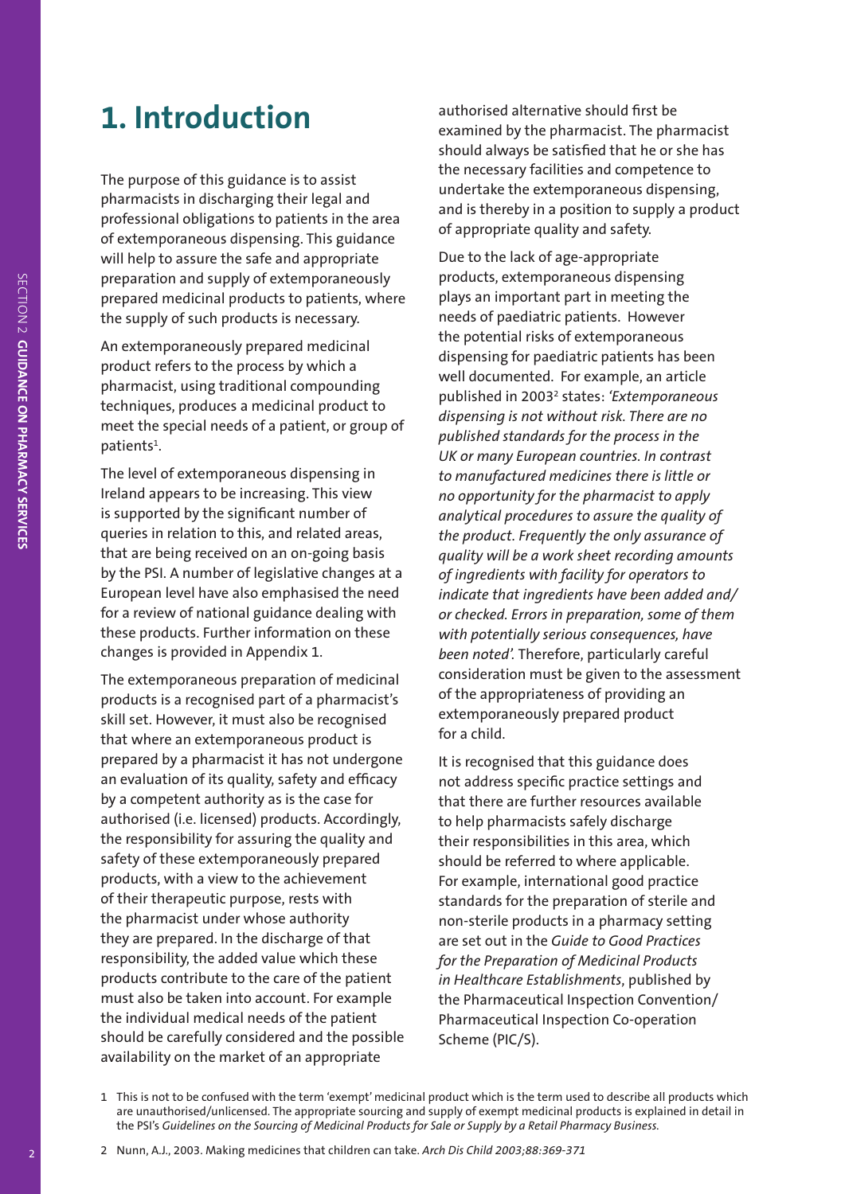# 1. Introduction

The purpose of this guidance is to assist pharmacists in discharging their legal and professional obligations to patients in the area of extemporaneous dispensing. This guidance will help to assure the safe and appropriate preparation and supply of extemporaneously prepared medicinal products to patients, where the supply of such products is necessary.

An extemporaneously prepared medicinal product refers to the process by which a pharmacist, using traditional compounding techniques, produces a medicinal product to meet the special needs of a patient, or group of patients[1].

The level of extemporaneous dispensing in Ireland appears to be increasing. This view is supported by the significant number of queries in relation to this, and related areas, that are being received on an on-going basis by the PSI. A number of legislative changes at a European level have also emphasised the need for a review of national guidance dealing with these products. Further information on these changes is provided in Appendix 1.

The extemporaneous preparation of medicinal products is a recognised part of a pharmacist's skill set. However, it must also be recognised that where an extemporaneous product is prepared by a pharmacist it has not undergone an evaluation of its quality, safety and efficacy by a competent authority as is the case for authorised (i.e. licensed) products. Accordingly, the responsibility for assuring the quality and safety of these extemporaneously prepared products, with a view to the achievement of their therapeutic purpose, rests with the pharmacist under whose authority they are prepared. In the discharge of that responsibility, the added value which these products contribute to the care of the patient must also be taken into account. For example the individual medical needs of the patient should be carefully considered and the possible availability on the market of an appropriate authorised alternative should first be examined by the pharmacist. The pharmacist should always be satisfied that he or she has the necessary facilities and competence to undertake the extemporaneous dispensing, and is thereby in a position to supply a product of appropriate quality and safety.

Due to the lack of age-appropriate products, extemporaneous dispensing plays an important part in meeting the needs of paediatric patients. However the potential risks of extemporaneous dispensing for paediatric patients has been well documented. For example, an article published in 2003[2] states: *'Extemporaneous dispensing is not without risk. There are no published standards for the process in the UK or many European countries. In contrast to manufactured medicines there is little or no opportunity for the pharmacist to apply analytical procedures to assure the quality of the product. Frequently the only assurance of quality will be a work sheet recording amounts of ingredients with facility for operators to indicate that ingredients have been added and/or checked. Errors in preparation, some of them with potentially serious consequences, have been noted'.* Therefore, particularly careful consideration must be given to the assessment of the appropriateness of providing an extemporaneously prepared product for a child.

It is recognised that this guidance does not address specific practice settings and that there are further resources available to help pharmacists safely discharge their responsibilities in this area, which should be referred to where applicable. For example, international good practice standards for the preparation of sterile and non-sterile products in a pharmacy setting are set out in the *Guide to Good Practices for the Preparation of Medicinal Products in Healthcare Establishments*, published by the Pharmaceutical Inspection Convention/Pharmaceutical Inspection Co-operation Scheme (PIC/S).

1 This is not to be confused with the term 'exempt' medicinal product which is the term used to describe all products which are unauthorised/unlicensed. The appropriate sourcing and supply of exempt medicinal products is explained in detail in the PSI's *Guidelines on the Sourcing of Medicinal Products for Sale or Supply by a Retail Pharmacy Business.*

2 Nunn, A.J., 2003. Making medicines that children can take. *Arch Dis Child 2003;88:369-371*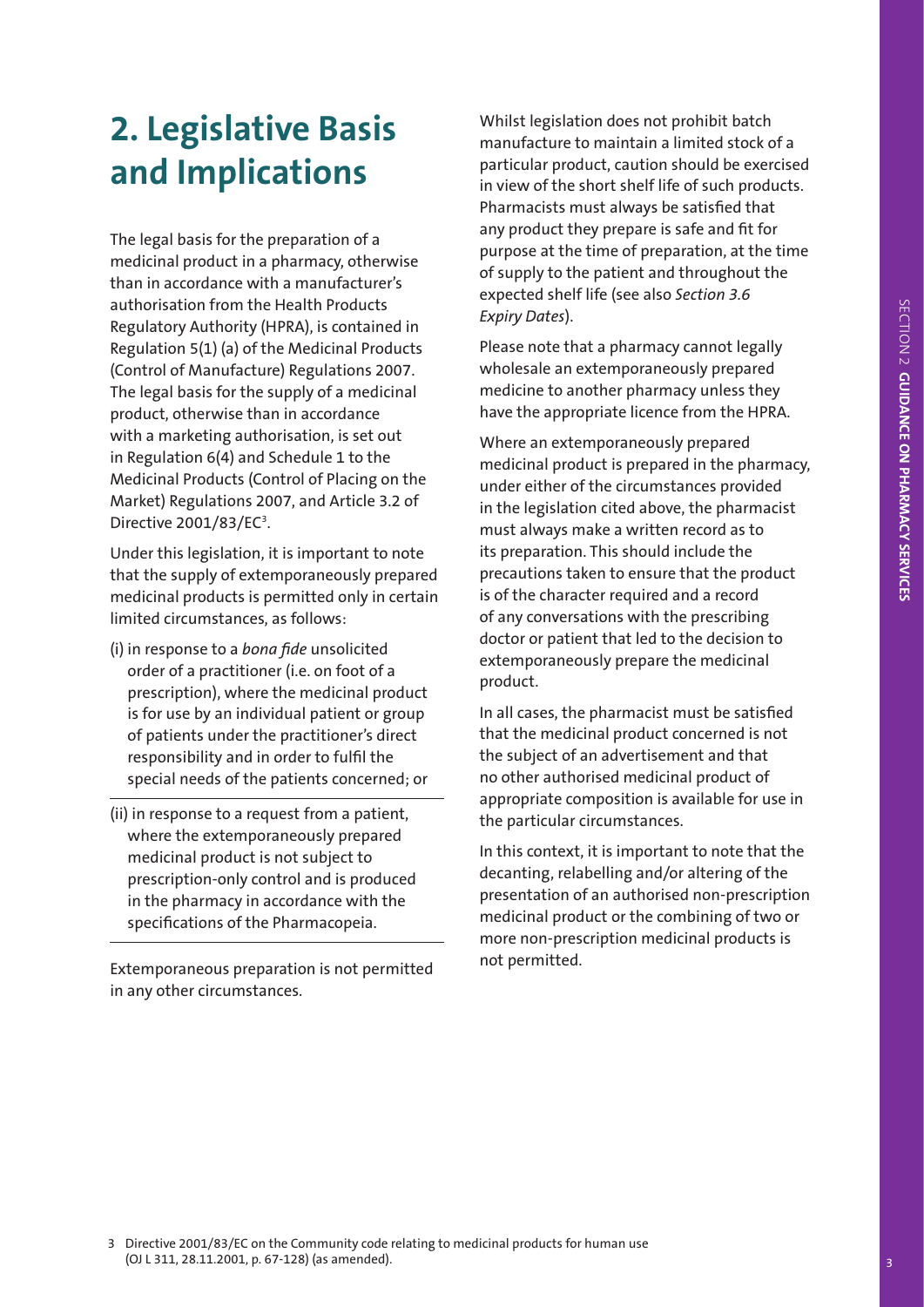# 2. Legislative Basis and Implications

The legal basis for the preparation of a medicinal product in a pharmacy, otherwise than in accordance with a manufacturer's authorisation from the Health Products Regulatory Authority (HPRA), is contained in Regulation 5(1) (a) of the Medicinal Products (Control of Manufacture) Regulations 2007. The legal basis for the supply of a medicinal product, otherwise than in accordance with a marketing authorisation, is set out in Regulation 6(4) and Schedule 1 to the Medicinal Products (Control of Placing on the Market) Regulations 2007, and Article 3.2 of Directive 2001/83/EC[3].

Under this legislation, it is important to note that the supply of extemporaneously prepared medicinal products is permitted only in certain limited circumstances, as follows:

(i) in response to a *bona fide* unsolicited order of a practitioner (i.e. on foot of a prescription), where the medicinal product is for use by an individual patient or group of patients under the practitioner's direct responsibility and in order to fulfil the special needs of the patients concerned; or

(ii) in response to a request from a patient, where the extemporaneously prepared medicinal product is not subject to prescription-only control and is produced in the pharmacy in accordance with the specifications of the Pharmacopeia.

Extemporaneous preparation is not permitted in any other circumstances.

Whilst legislation does not prohibit batch manufacture to maintain a limited stock of a particular product, caution should be exercised in view of the short shelf life of such products. Pharmacists must always be satisfied that any product they prepare is safe and fit for purpose at the time of preparation, at the time of supply to the patient and throughout the expected shelf life (see also *Section 3.6 Expiry Dates*).

Please note that a pharmacy cannot legally wholesale an extemporaneously prepared medicine to another pharmacy unless they have the appropriate licence from the HPRA.

Where an extemporaneously prepared medicinal product is prepared in the pharmacy, under either of the circumstances provided in the legislation cited above, the pharmacist must always make a written record as to its preparation. This should include the precautions taken to ensure that the product is of the character required and a record of any conversations with the prescribing doctor or patient that led to the decision to extemporaneously prepare the medicinal product.

In all cases, the pharmacist must be satisfied that the medicinal product concerned is not the subject of an advertisement and that no other authorised medicinal product of appropriate composition is available for use in the particular circumstances.

In this context, it is important to note that the decanting, relabelling and/or altering of the presentation of an authorised non-prescription medicinal product or the combining of two or more non-prescription medicinal products is not permitted.

3 Directive 2001/83/EC on the Community code relating to medicinal products for human use (OJ L 311, 28.11.2001, p. 67-128) (as amended).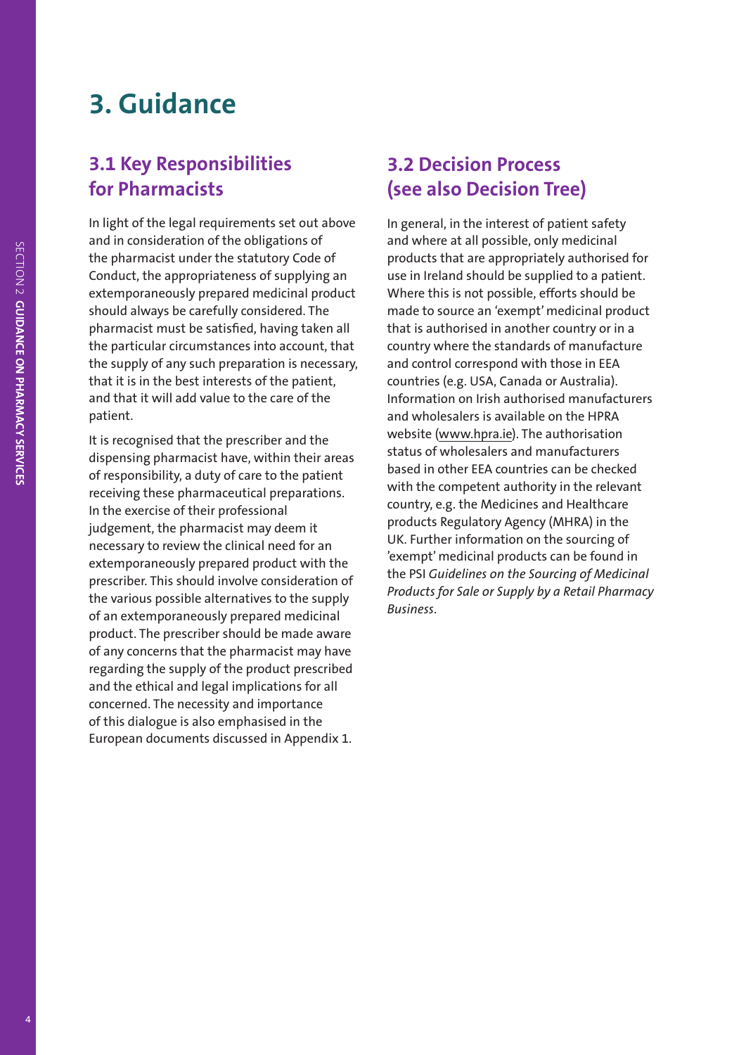# 3. Guidance

## 3.1 Key Responsibilities for Pharmacists

In light of the legal requirements set out above and in consideration of the obligations of the pharmacist under the statutory Code of Conduct, the appropriateness of supplying an extemporaneously prepared medicinal product should always be carefully considered. The pharmacist must be satisfied, having taken all the particular circumstances into account, that the supply of any such preparation is necessary, that it is in the best interests of the patient, and that it will add value to the care of the patient.

It is recognised that the prescriber and the dispensing pharmacist have, within their areas of responsibility, a duty of care to the patient receiving these pharmaceutical preparations. In the exercise of their professional judgement, the pharmacist may deem it necessary to review the clinical need for an extemporaneously prepared product with the prescriber. This should involve consideration of the various possible alternatives to the supply of an extemporaneously prepared medicinal product. The prescriber should be made aware of any concerns that the pharmacist may have regarding the supply of the product prescribed and the ethical and legal implications for all concerned. The necessity and importance of this dialogue is also emphasised in the European documents discussed in Appendix 1.

## 3.2 Decision Process (see also Decision Tree)

In general, in the interest of patient safety and where at all possible, only medicinal products that are appropriately authorised for use in Ireland should be supplied to a patient. Where this is not possible, efforts should be made to source an 'exempt' medicinal product that is authorised in another country or in a country where the standards of manufacture and control correspond with those in EEA countries (e.g. USA, Canada or Australia). Information on Irish authorised manufacturers and wholesalers is available on the HPRA website (www.hpra.ie). The authorisation status of wholesalers and manufacturers based in other EEA countries can be checked with the competent authority in the relevant country, e.g. the Medicines and Healthcare products Regulatory Agency (MHRA) in the UK. Further information on the sourcing of 'exempt' medicinal products can be found in the PSI *Guidelines on the Sourcing of Medicinal Products for Sale or Supply by a Retail Pharmacy Business*.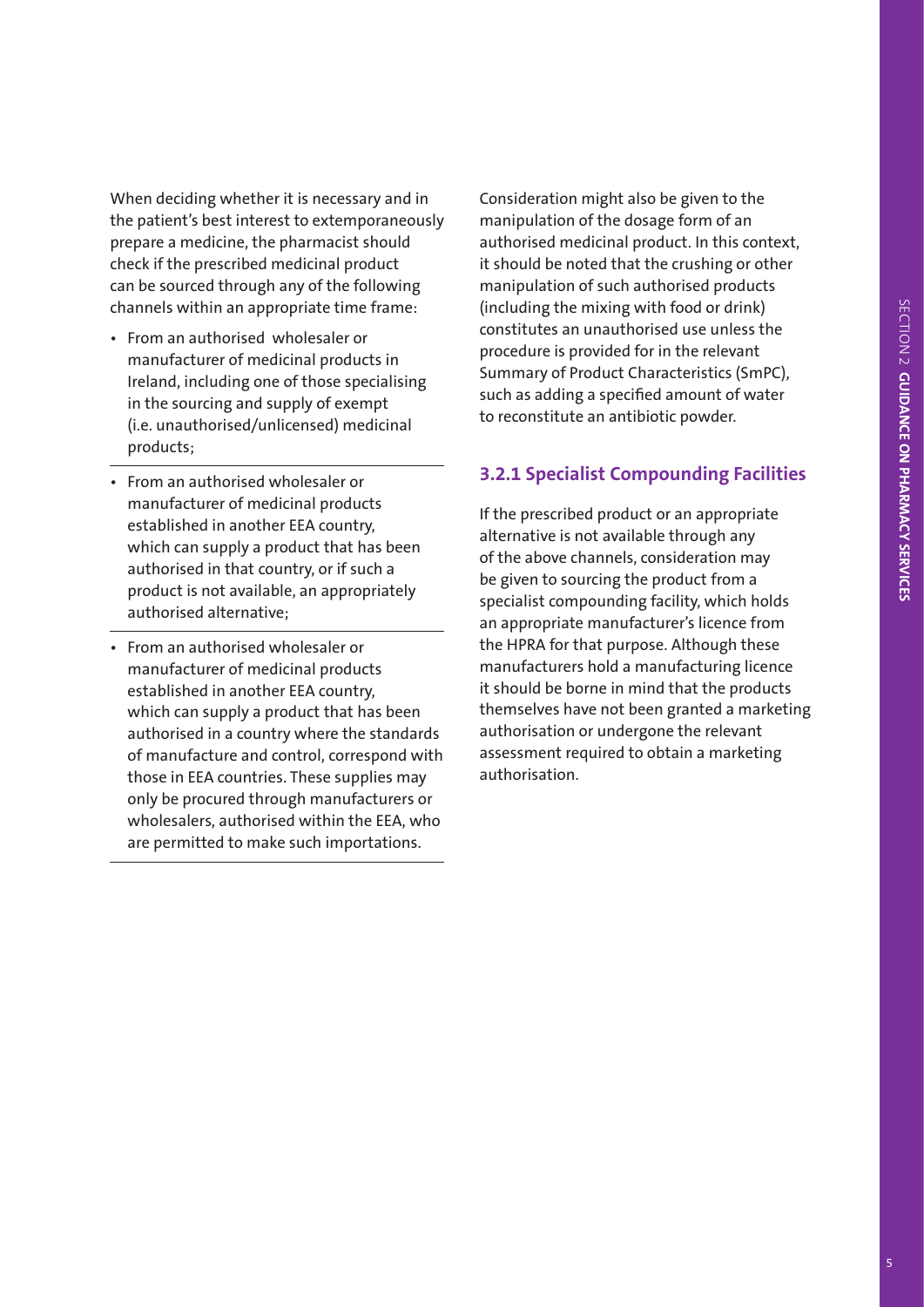When deciding whether it is necessary and in the patient's best interest to extemporaneously prepare a medicine, the pharmacist should check if the prescribed medicinal product can be sourced through any of the following channels within an appropriate time frame:

- From an authorised wholesaler or manufacturer of medicinal products in Ireland, including one of those specialising in the sourcing and supply of exempt (i.e. unauthorised/unlicensed) medicinal products;
- From an authorised wholesaler or manufacturer of medicinal products established in another EEA country, which can supply a product that has been authorised in that country, or if such a product is not available, an appropriately authorised alternative;
- From an authorised wholesaler or manufacturer of medicinal products established in another EEA country, which can supply a product that has been authorised in a country where the standards of manufacture and control, correspond with those in EEA countries. These supplies may only be procured through manufacturers or wholesalers, authorised within the EEA, who are permitted to make such importations.

Consideration might also be given to the manipulation of the dosage form of an authorised medicinal product. In this context, it should be noted that the crushing or other manipulation of such authorised products (including the mixing with food or drink) constitutes an unauthorised use unless the procedure is provided for in the relevant Summary of Product Characteristics (SmPC), such as adding a specified amount of water to reconstitute an antibiotic powder.

### 3.2.1 Specialist Compounding Facilities

If the prescribed product or an appropriate alternative is not available through any of the above channels, consideration may be given to sourcing the product from a specialist compounding facility, which holds an appropriate manufacturer's licence from the HPRA for that purpose. Although these manufacturers hold a manufacturing licence it should be borne in mind that the products themselves have not been granted a marketing authorisation or undergone the relevant assessment required to obtain a marketing authorisation.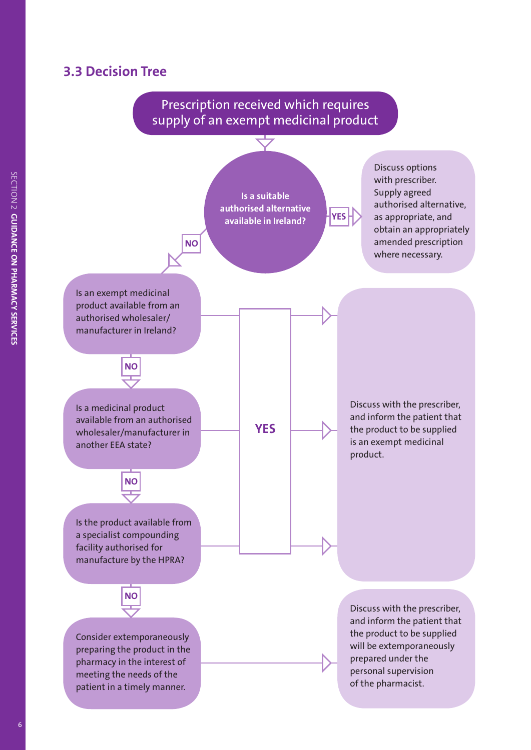### 3.3 Decision Tree

**Prescription received which requires supply of an exempt medicinal product**

↓

**Is a suitable authorised alternative available in Ireland?**

- **YES** → Discuss options with prescriber. Supply agreed authorised alternative, as appropriate, and obtain an appropriately amended prescription where necessary.
- **NO** ↓

Is an exempt medicinal product available from an authorised wholesaler/manufacturer in Ireland?

- **YES** → Discuss with the prescriber, and inform the patient that the product to be supplied is an exempt medicinal product.
- **NO** ↓

Is a medicinal product available from an authorised wholesaler/manufacturer in another EEA state?

- **YES** → Discuss with the prescriber, and inform the patient that the product to be supplied is an exempt medicinal product.
- **NO** ↓

Is the product available from a specialist compounding facility authorised for manufacture by the HPRA?

- **YES** → Discuss with the prescriber, and inform the patient that the product to be supplied is an exempt medicinal product.
- **NO** ↓

Consider extemporaneously preparing the product in the pharmacy in the interest of meeting the needs of the patient in a timely manner.

→ Discuss with the prescriber, and inform the patient that the product to be supplied will be extemporaneously prepared under the personal supervision of the pharmacist.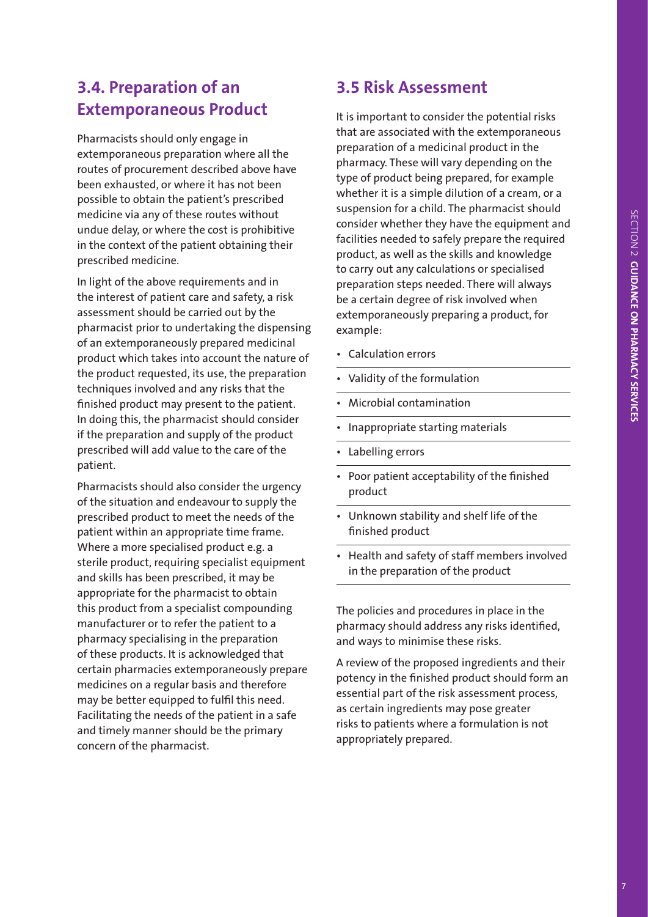## 3.4. Preparation of an Extemporaneous Product

Pharmacists should only engage in extemporaneous preparation where all the routes of procurement described above have been exhausted, or where it has not been possible to obtain the patient's prescribed medicine via any of these routes without undue delay, or where the cost is prohibitive in the context of the patient obtaining their prescribed medicine.

In light of the above requirements and in the interest of patient care and safety, a risk assessment should be carried out by the pharmacist prior to undertaking the dispensing of an extemporaneously prepared medicinal product which takes into account the nature of the product requested, its use, the preparation techniques involved and any risks that the finished product may present to the patient. In doing this, the pharmacist should consider if the preparation and supply of the product prescribed will add value to the care of the patient.

Pharmacists should also consider the urgency of the situation and endeavour to supply the prescribed product to meet the needs of the patient within an appropriate time frame. Where a more specialised product e.g. a sterile product, requiring specialist equipment and skills has been prescribed, it may be appropriate for the pharmacist to obtain this product from a specialist compounding manufacturer or to refer the patient to a pharmacy specialising in the preparation of these products. It is acknowledged that certain pharmacies extemporaneously prepare medicines on a regular basis and therefore may be better equipped to fulfil this need. Facilitating the needs of the patient in a safe and timely manner should be the primary concern of the pharmacist.

## 3.5 Risk Assessment

It is important to consider the potential risks that are associated with the extemporaneous preparation of a medicinal product in the pharmacy. These will vary depending on the type of product being prepared, for example whether it is a simple dilution of a cream, or a suspension for a child. The pharmacist should consider whether they have the equipment and facilities needed to safely prepare the required product, as well as the skills and knowledge to carry out any calculations or specialised preparation steps needed. There will always be a certain degree of risk involved when extemporaneously preparing a product, for example:

- Calculation errors
- Validity of the formulation
- Microbial contamination
- Inappropriate starting materials
- Labelling errors
- Poor patient acceptability of the finished product
- Unknown stability and shelf life of the finished product
- Health and safety of staff members involved in the preparation of the product

The policies and procedures in place in the pharmacy should address any risks identified, and ways to minimise these risks.

A review of the proposed ingredients and their potency in the finished product should form an essential part of the risk assessment process, as certain ingredients may pose greater risks to patients where a formulation is not appropriately prepared.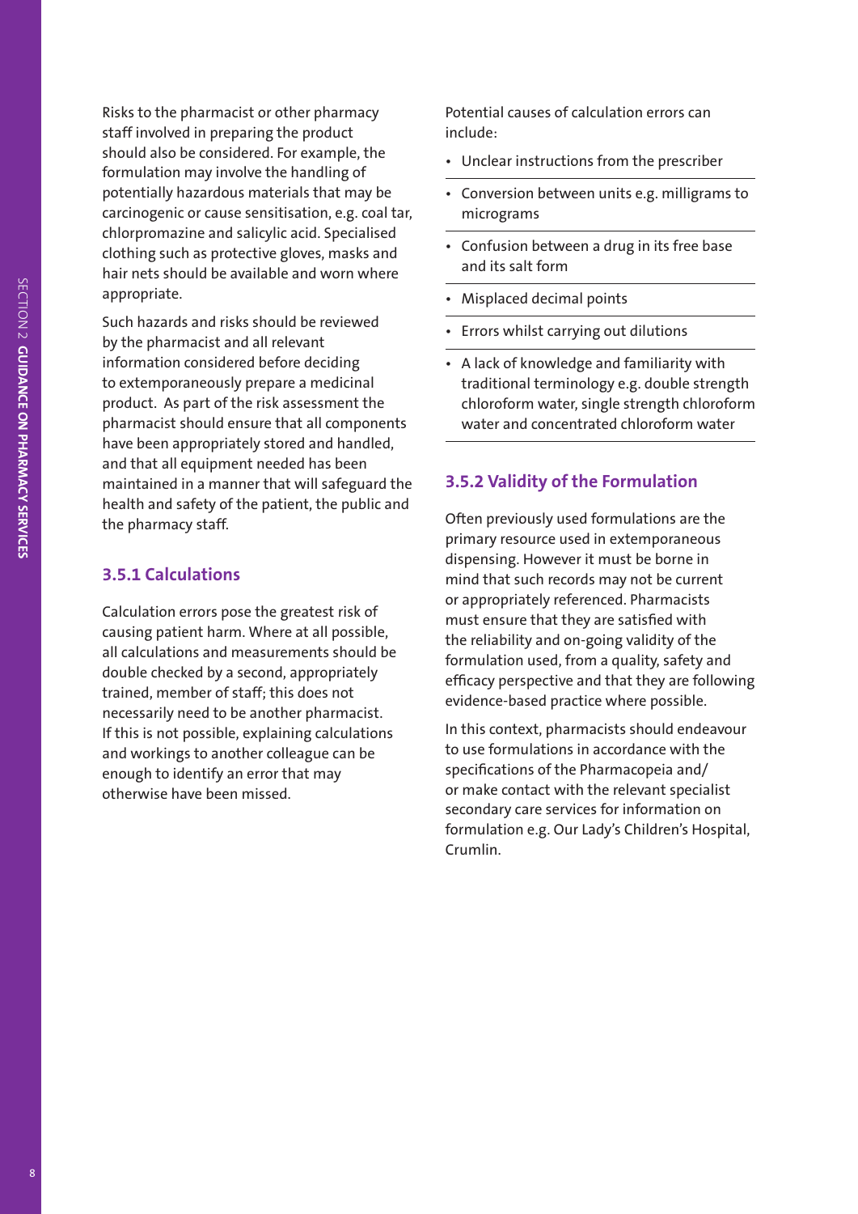Risks to the pharmacist or other pharmacy staff involved in preparing the product should also be considered. For example, the formulation may involve the handling of potentially hazardous materials that may be carcinogenic or cause sensitisation, e.g. coal tar, chlorpromazine and salicylic acid. Specialised clothing such as protective gloves, masks and hair nets should be available and worn where appropriate.

Such hazards and risks should be reviewed by the pharmacist and all relevant information considered before deciding to extemporaneously prepare a medicinal product. As part of the risk assessment the pharmacist should ensure that all components have been appropriately stored and handled, and that all equipment needed has been maintained in a manner that will safeguard the health and safety of the patient, the public and the pharmacy staff.

### 3.5.1 Calculations

Calculation errors pose the greatest risk of causing patient harm. Where at all possible, all calculations and measurements should be double checked by a second, appropriately trained, member of staff; this does not necessarily need to be another pharmacist. If this is not possible, explaining calculations and workings to another colleague can be enough to identify an error that may otherwise have been missed.

Potential causes of calculation errors can include:

- Unclear instructions from the prescriber
- Conversion between units e.g. milligrams to micrograms
- Confusion between a drug in its free base and its salt form
- Misplaced decimal points
- Errors whilst carrying out dilutions
- A lack of knowledge and familiarity with traditional terminology e.g. double strength chloroform water, single strength chloroform water and concentrated chloroform water

### 3.5.2 Validity of the Formulation

Often previously used formulations are the primary resource used in extemporaneous dispensing. However it must be borne in mind that such records may not be current or appropriately referenced. Pharmacists must ensure that they are satisfied with the reliability and on-going validity of the formulation used, from a quality, safety and efficacy perspective and that they are following evidence-based practice where possible.

In this context, pharmacists should endeavour to use formulations in accordance with the specifications of the Pharmacopeia and/or make contact with the relevant specialist secondary care services for information on formulation e.g. Our Lady's Children's Hospital, Crumlin.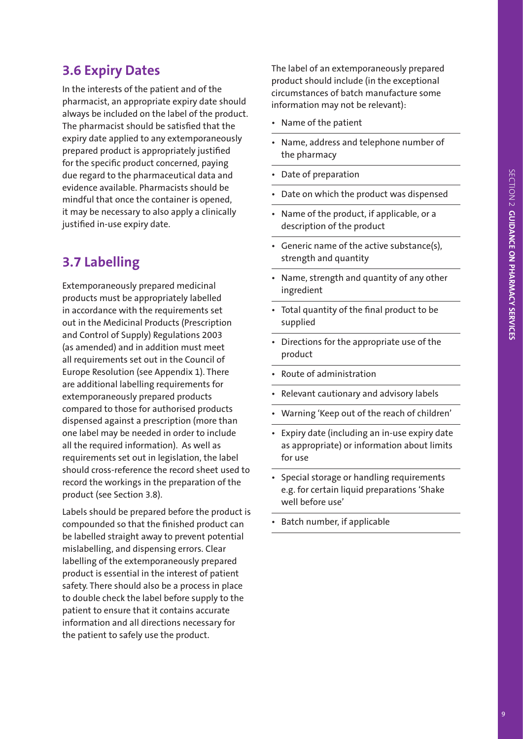## 3.6 Expiry Dates

In the interests of the patient and of the pharmacist, an appropriate expiry date should always be included on the label of the product. The pharmacist should be satisfied that the expiry date applied to any extemporaneously prepared product is appropriately justified for the specific product concerned, paying due regard to the pharmaceutical data and evidence available. Pharmacists should be mindful that once the container is opened, it may be necessary to also apply a clinically justified in-use expiry date.

## 3.7 Labelling

Extemporaneously prepared medicinal products must be appropriately labelled in accordance with the requirements set out in the Medicinal Products (Prescription and Control of Supply) Regulations 2003 (as amended) and in addition must meet all requirements set out in the Council of Europe Resolution (see Appendix 1). There are additional labelling requirements for extemporaneously prepared products compared to those for authorised products dispensed against a prescription (more than one label may be needed in order to include all the required information). As well as requirements set out in legislation, the label should cross-reference the record sheet used to record the workings in the preparation of the product (see Section 3.8).

Labels should be prepared before the product is compounded so that the finished product can be labelled straight away to prevent potential mislabelling, and dispensing errors. Clear labelling of the extemporaneously prepared product is essential in the interest of patient safety. There should also be a process in place to double check the label before supply to the patient to ensure that it contains accurate information and all directions necessary for the patient to safely use the product.

The label of an extemporaneously prepared product should include (in the exceptional circumstances of batch manufacture some information may not be relevant):

- Name of the patient
- Name, address and telephone number of the pharmacy
- Date of preparation
- Date on which the product was dispensed
- Name of the product, if applicable, or a description of the product
- Generic name of the active substance(s), strength and quantity
- Name, strength and quantity of any other ingredient
- Total quantity of the final product to be supplied
- Directions for the appropriate use of the product
- Route of administration
- Relevant cautionary and advisory labels
- Warning 'Keep out of the reach of children'
- Expiry date (including an in-use expiry date as appropriate) or information about limits for use
- Special storage or handling requirements e.g. for certain liquid preparations 'Shake well before use'
- Batch number, if applicable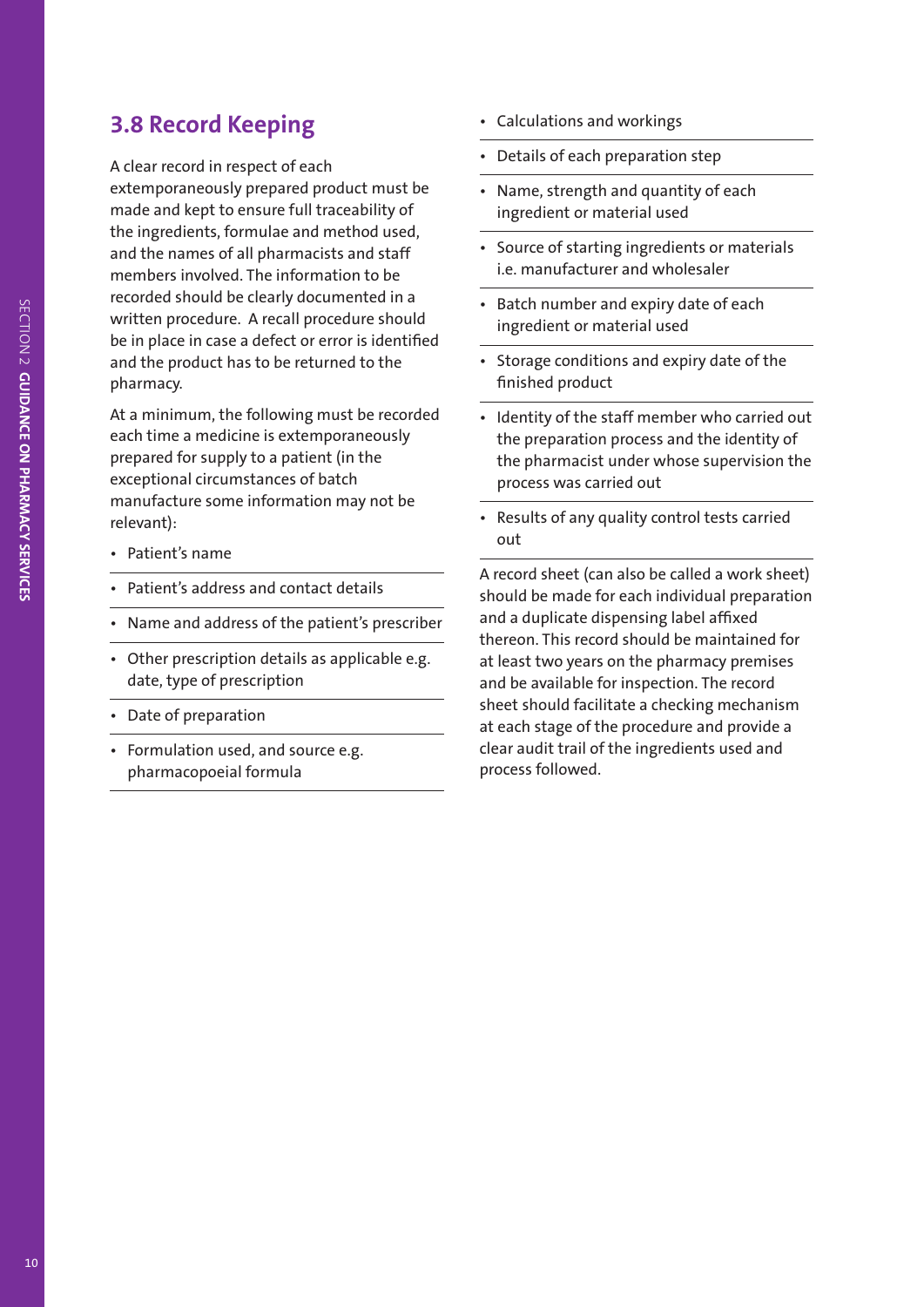## 3.8 Record Keeping

A clear record in respect of each extemporaneously prepared product must be made and kept to ensure full traceability of the ingredients, formulae and method used, and the names of all pharmacists and staff members involved. The information to be recorded should be clearly documented in a written procedure. A recall procedure should be in place in case a defect or error is identified and the product has to be returned to the pharmacy.

At a minimum, the following must be recorded each time a medicine is extemporaneously prepared for supply to a patient (in the exceptional circumstances of batch manufacture some information may not be relevant):

- Patient's name
- Patient's address and contact details
- Name and address of the patient's prescriber
- Other prescription details as applicable e.g. date, type of prescription
- Date of preparation
- Formulation used, and source e.g. pharmacopoeial formula
- Calculations and workings
- Details of each preparation step
- Name, strength and quantity of each ingredient or material used
- Source of starting ingredients or materials i.e. manufacturer and wholesaler
- Batch number and expiry date of each ingredient or material used
- Storage conditions and expiry date of the finished product
- Identity of the staff member who carried out the preparation process and the identity of the pharmacist under whose supervision the process was carried out
- Results of any quality control tests carried out

A record sheet (can also be called a work sheet) should be made for each individual preparation and a duplicate dispensing label affixed thereon. This record should be maintained for at least two years on the pharmacy premises and be available for inspection. The record sheet should facilitate a checking mechanism at each stage of the procedure and provide a clear audit trail of the ingredients used and process followed.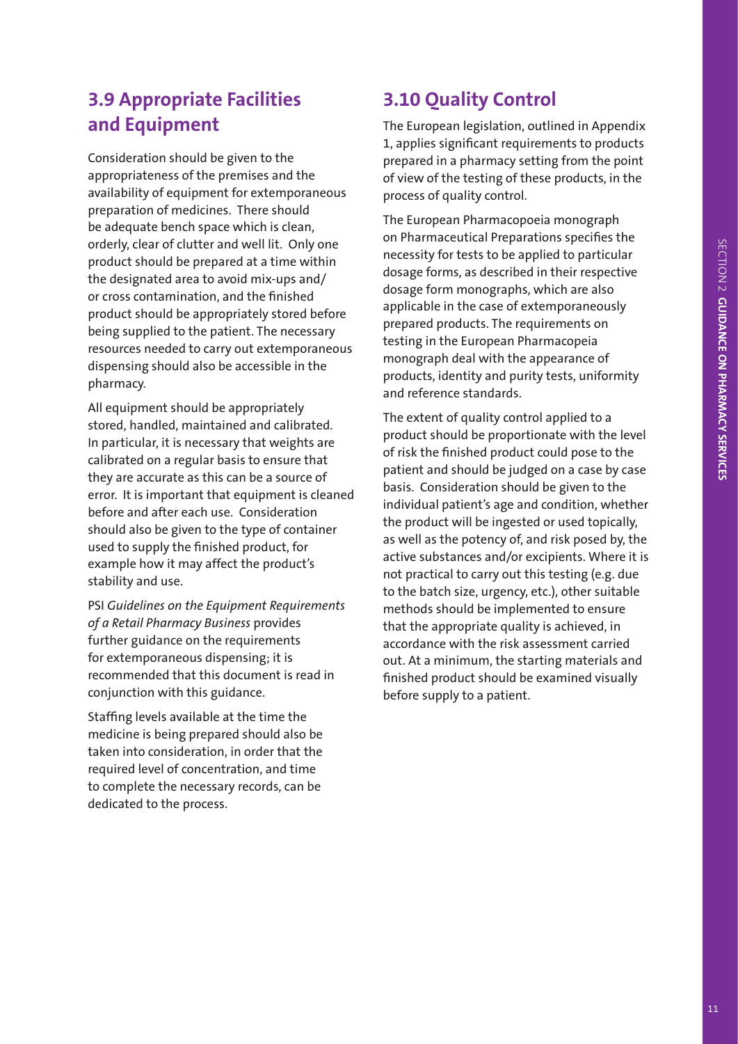## 3.9 Appropriate Facilities and Equipment

Consideration should be given to the appropriateness of the premises and the availability of equipment for extemporaneous preparation of medicines. There should be adequate bench space which is clean, orderly, clear of clutter and well lit. Only one product should be prepared at a time within the designated area to avoid mix-ups and/or cross contamination, and the finished product should be appropriately stored before being supplied to the patient. The necessary resources needed to carry out extemporaneous dispensing should also be accessible in the pharmacy.

All equipment should be appropriately stored, handled, maintained and calibrated. In particular, it is necessary that weights are calibrated on a regular basis to ensure that they are accurate as this can be a source of error. It is important that equipment is cleaned before and after each use. Consideration should also be given to the type of container used to supply the finished product, for example how it may affect the product's stability and use.

PSI *Guidelines on the Equipment Requirements of a Retail Pharmacy Business* provides further guidance on the requirements for extemporaneous dispensing; it is recommended that this document is read in conjunction with this guidance.

Staffing levels available at the time the medicine is being prepared should also be taken into consideration, in order that the required level of concentration, and time to complete the necessary records, can be dedicated to the process.

## 3.10 Quality Control

The European legislation, outlined in Appendix 1, applies significant requirements to products prepared in a pharmacy setting from the point of view of the testing of these products, in the process of quality control.

The European Pharmacopoeia monograph on Pharmaceutical Preparations specifies the necessity for tests to be applied to particular dosage forms, as described in their respective dosage form monographs, which are also applicable in the case of extemporaneously prepared products. The requirements on testing in the European Pharmacopeia monograph deal with the appearance of products, identity and purity tests, uniformity and reference standards.

The extent of quality control applied to a product should be proportionate with the level of risk the finished product could pose to the patient and should be judged on a case by case basis. Consideration should be given to the individual patient's age and condition, whether the product will be ingested or used topically, as well as the potency of, and risk posed by, the active substances and/or excipients. Where it is not practical to carry out this testing (e.g. due to the batch size, urgency, etc.), other suitable methods should be implemented to ensure that the appropriate quality is achieved, in accordance with the risk assessment carried out. At a minimum, the starting materials and finished product should be examined visually before supply to a patient.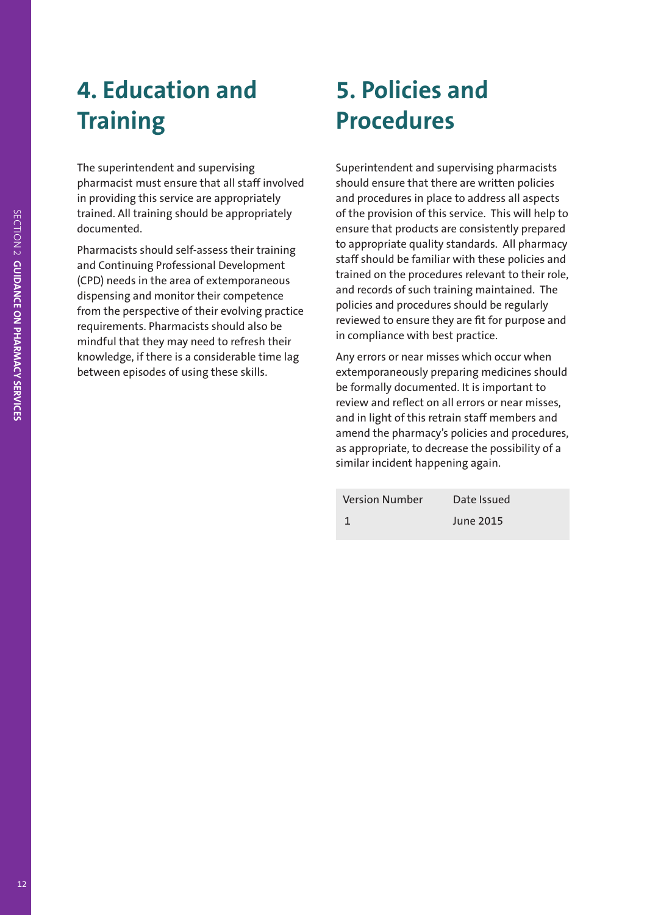# 4. Education and Training

The superintendent and supervising pharmacist must ensure that all staff involved in providing this service are appropriately trained. All training should be appropriately documented.

Pharmacists should self-assess their training and Continuing Professional Development (CPD) needs in the area of extemporaneous dispensing and monitor their competence from the perspective of their evolving practice requirements. Pharmacists should also be mindful that they may need to refresh their knowledge, if there is a considerable time lag between episodes of using these skills.

# 5. Policies and Procedures

Superintendent and supervising pharmacists should ensure that there are written policies and procedures in place to address all aspects of the provision of this service. This will help to ensure that products are consistently prepared to appropriate quality standards. All pharmacy staff should be familiar with these policies and trained on the procedures relevant to their role, and records of such training maintained. The policies and procedures should be regularly reviewed to ensure they are fit for purpose and in compliance with best practice.

Any errors or near misses which occur when extemporaneously preparing medicines should be formally documented. It is important to review and reflect on all errors or near misses, and in light of this retrain staff members and amend the pharmacy's policies and procedures, as appropriate, to decrease the possibility of a similar incident happening again.

| Version Number | Date Issued |
| --- | --- |
| 1 | June 2015 |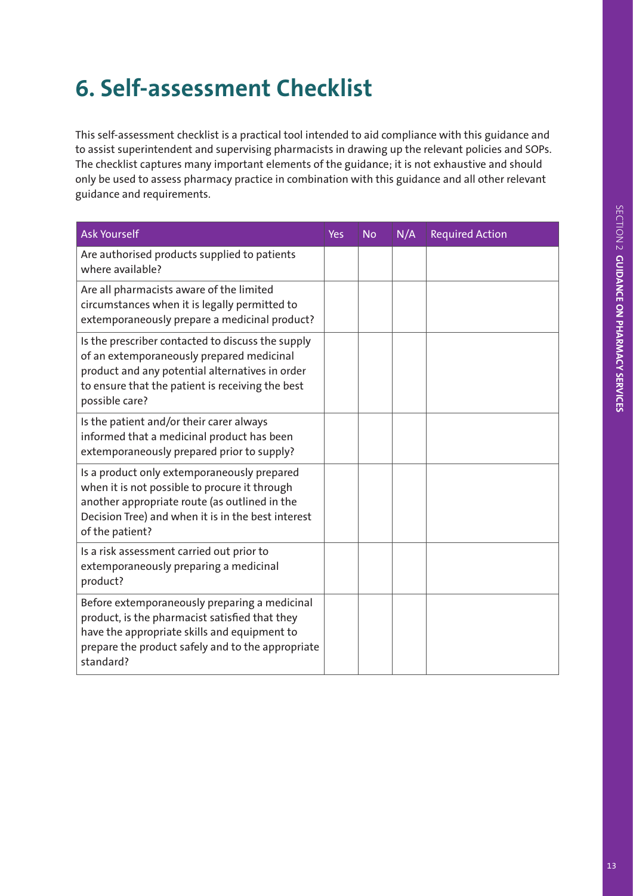# 6. Self-assessment Checklist

This self-assessment checklist is a practical tool intended to aid compliance with this guidance and to assist superintendent and supervising pharmacists in drawing up the relevant policies and SOPs. The checklist captures many important elements of the guidance; it is not exhaustive and should only be used to assess pharmacy practice in combination with this guidance and all other relevant guidance and requirements.

| Ask Yourself | Yes | No | N/A | Required Action |
|---|---|---|---|---|
| Are authorised products supplied to patients where available? | | | | |
| Are all pharmacists aware of the limited circumstances when it is legally permitted to extemporaneously prepare a medicinal product? | | | | |
| Is the prescriber contacted to discuss the supply of an extemporaneously prepared medicinal product and any potential alternatives in order to ensure that the patient is receiving the best possible care? | | | | |
| Is the patient and/or their carer always informed that a medicinal product has been extemporaneously prepared prior to supply? | | | | |
| Is a product only extemporaneously prepared when it is not possible to procure it through another appropriate route (as outlined in the Decision Tree) and when it is in the best interest of the patient? | | | | |
| Is a risk assessment carried out prior to extemporaneously preparing a medicinal product? | | | | |
| Before extemporaneously preparing a medicinal product, is the pharmacist satisfied that they have the appropriate skills and equipment to prepare the product safely and to the appropriate standard? | | | | |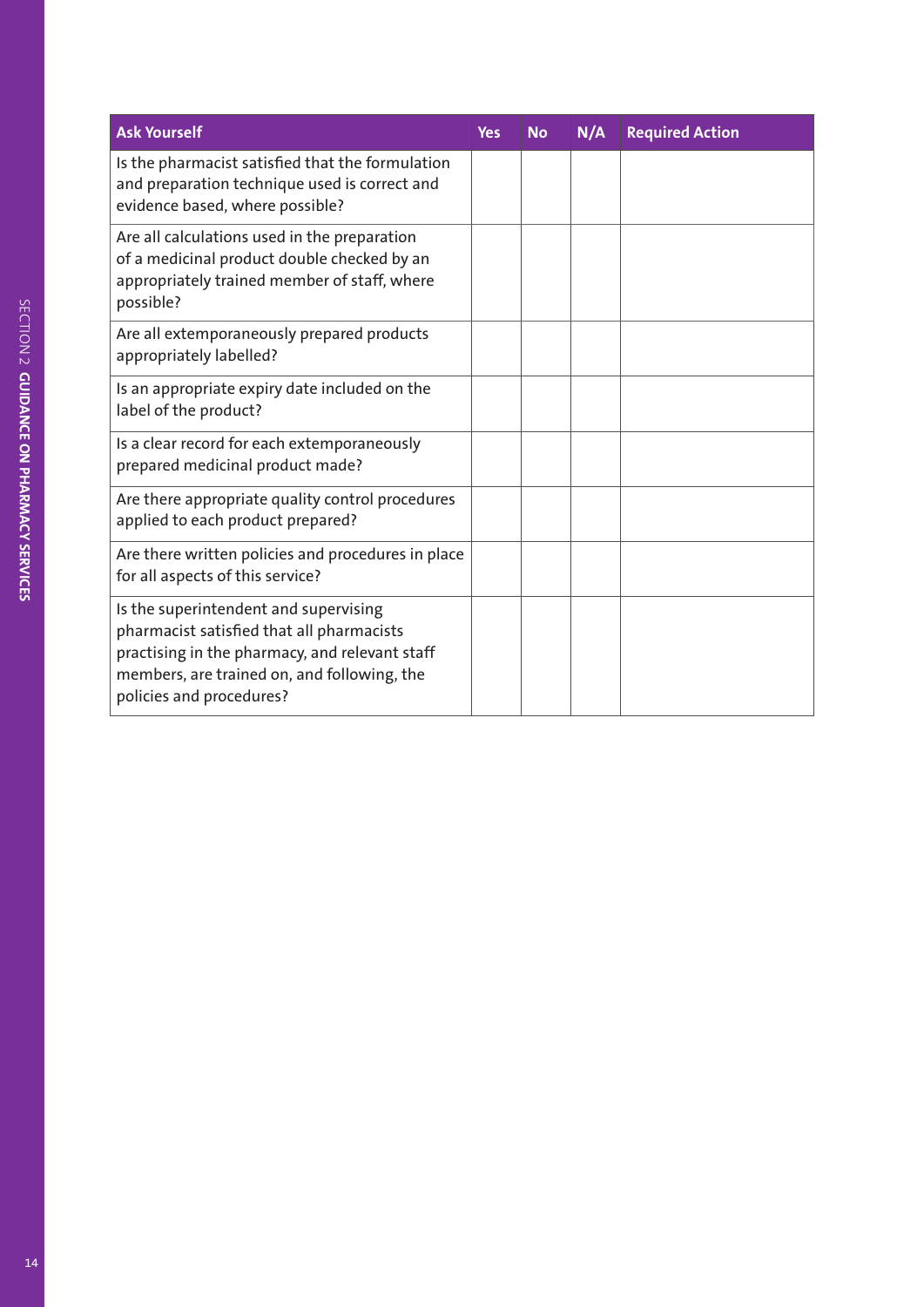| Ask Yourself | Yes | No | N/A | Required Action |
| --- | --- | --- | --- | --- |
| Is the pharmacist satisfied that the formulation and preparation technique used is correct and evidence based, where possible? | | | | |
| Are all calculations used in the preparation of a medicinal product double checked by an appropriately trained member of staff, where possible? | | | | |
| Are all extemporaneously prepared products appropriately labelled? | | | | |
| Is an appropriate expiry date included on the label of the product? | | | | |
| Is a clear record for each extemporaneously prepared medicinal product made? | | | | |
| Are there appropriate quality control procedures applied to each product prepared? | | | | |
| Are there written policies and procedures in place for all aspects of this service? | | | | |
| Is the superintendent and supervising pharmacist satisfied that all pharmacists practising in the pharmacy, and relevant staff members, are trained on, and following, the policies and procedures? | | | | |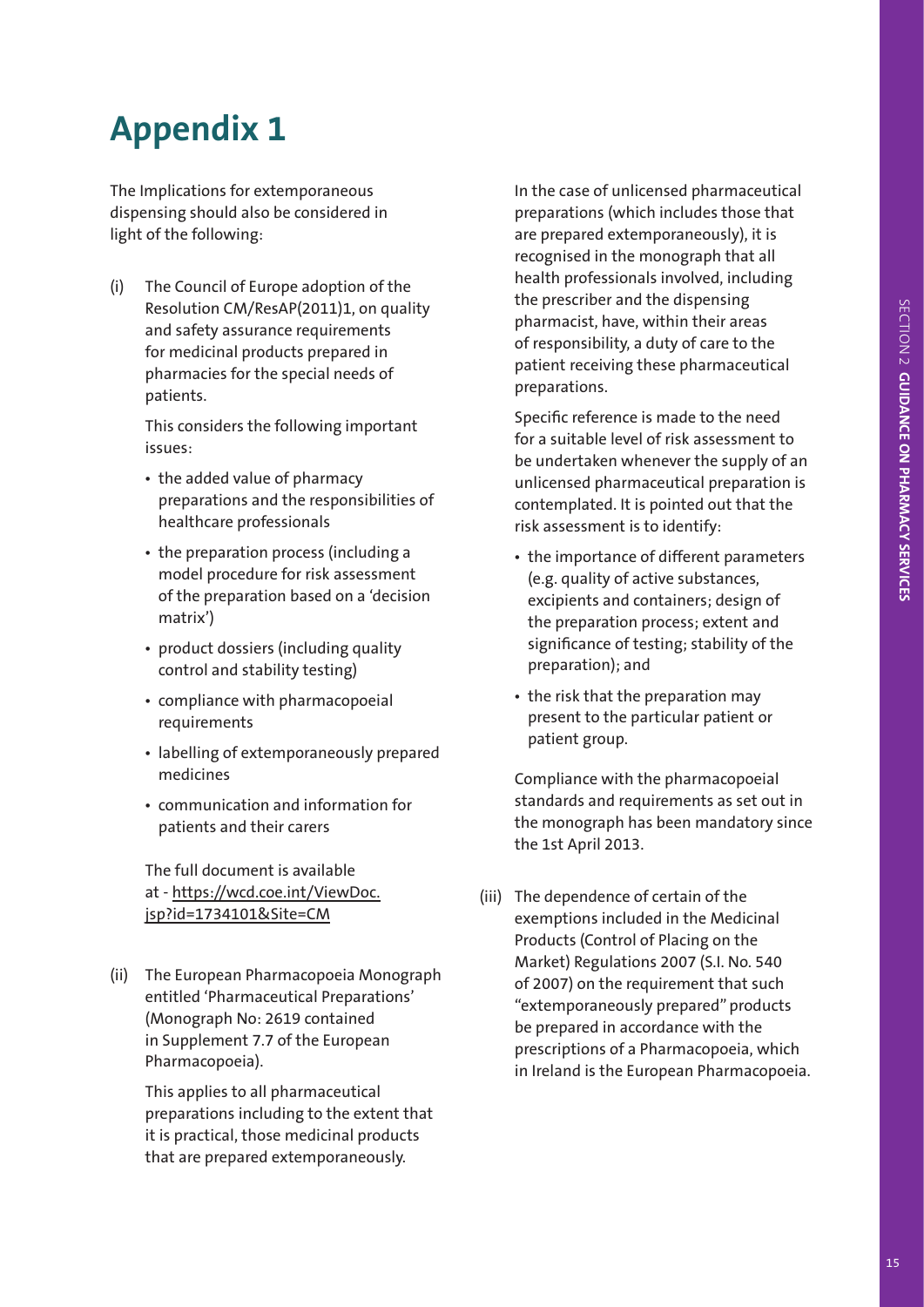# Appendix 1

The Implications for extemporaneous dispensing should also be considered in light of the following:

(i) The Council of Europe adoption of the Resolution CM/ResAP(2011)1, on quality and safety assurance requirements for medicinal products prepared in pharmacies for the special needs of patients.

This considers the following important issues:

- the added value of pharmacy preparations and the responsibilities of healthcare professionals
- the preparation process (including a model procedure for risk assessment of the preparation based on a 'decision matrix')
- product dossiers (including quality control and stability testing)
- compliance with pharmacopoeial requirements
- labelling of extemporaneously prepared medicines
- communication and information for patients and their carers

The full document is available at - https://wcd.coe.int/ViewDoc.jsp?id=1734101&Site=CM

(ii) The European Pharmacopoeia Monograph entitled 'Pharmaceutical Preparations' (Monograph No: 2619 contained in Supplement 7.7 of the European Pharmacopoeia).

This applies to all pharmaceutical preparations including to the extent that it is practical, those medicinal products that are prepared extemporaneously.

In the case of unlicensed pharmaceutical preparations (which includes those that are prepared extemporaneously), it is recognised in the monograph that all health professionals involved, including the prescriber and the dispensing pharmacist, have, within their areas of responsibility, a duty of care to the patient receiving these pharmaceutical preparations.

Specific reference is made to the need for a suitable level of risk assessment to be undertaken whenever the supply of an unlicensed pharmaceutical preparation is contemplated. It is pointed out that the risk assessment is to identify:

- the importance of different parameters (e.g. quality of active substances, excipients and containers; design of the preparation process; extent and significance of testing; stability of the preparation); and
- the risk that the preparation may present to the particular patient or patient group.

Compliance with the pharmacopoeial standards and requirements as set out in the monograph has been mandatory since the 1st April 2013.

(iii) The dependence of certain of the exemptions included in the Medicinal Products (Control of Placing on the Market) Regulations 2007 (S.I. No. 540 of 2007) on the requirement that such "extemporaneously prepared" products be prepared in accordance with the prescriptions of a Pharmacopoeia, which in Ireland is the European Pharmacopoeia.